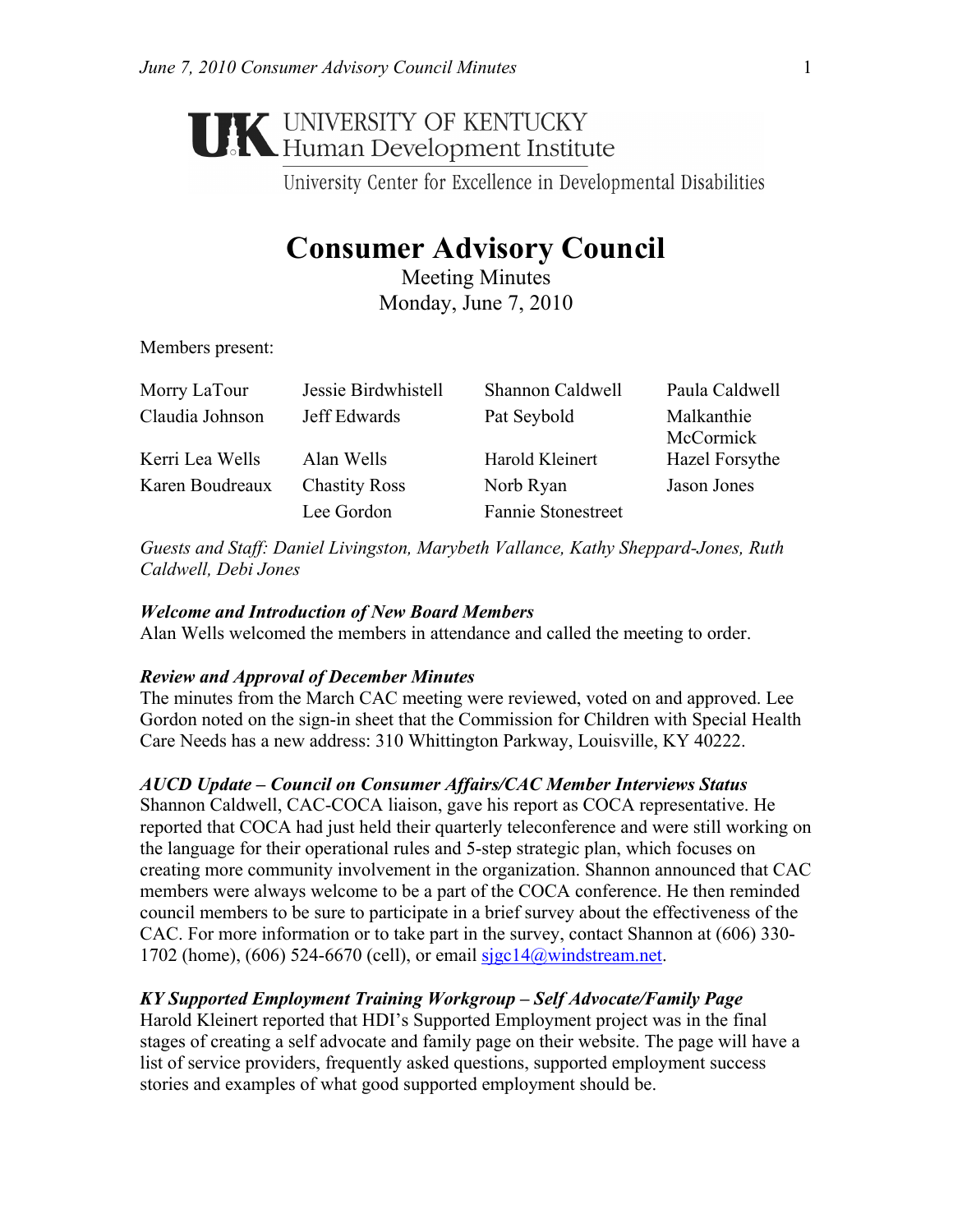UNIVERSITY OF KENTUCKY
Human Development Institute
University Center for Excellence in Developmental Disabilities

# Consumer Advisory Council

Meeting Minutes
Monday, June 7, 2010

Members present:

| | | | |
|---|---|---|---|
| Morry LaTour | Jessie Birdwhistell | Shannon Caldwell | Paula Caldwell |
| Claudia Johnson | Jeff Edwards | Pat Seybold | Malkanthie McCormick |
| Kerri Lea Wells | Alan Wells | Harold Kleinert | Hazel Forsythe |
| Karen Boudreaux | Chastity Ross | Norb Ryan | Jason Jones |
| | Lee Gordon | Fannie Stonestreet | |

*Guests and Staff: Daniel Livingston, Marybeth Vallance, Kathy Sheppard-Jones, Ruth Caldwell, Debi Jones*

***Welcome and Introduction of New Board Members***
Alan Wells welcomed the members in attendance and called the meeting to order.

***Review and Approval of December Minutes***
The minutes from the March CAC meeting were reviewed, voted on and approved. Lee Gordon noted on the sign-in sheet that the Commission for Children with Special Health Care Needs has a new address: 310 Whittington Parkway, Louisville, KY 40222.

***AUCD Update – Council on Consumer Affairs/CAC Member Interviews Status***
Shannon Caldwell, CAC-COCA liaison, gave his report as COCA representative. He reported that COCA had just held their quarterly teleconference and were still working on the language for their operational rules and 5-step strategic plan, which focuses on creating more community involvement in the organization. Shannon announced that CAC members were always welcome to be a part of the COCA conference. He then reminded council members to be sure to participate in a brief survey about the effectiveness of the CAC. For more information or to take part in the survey, contact Shannon at (606) 330-1702 (home), (606) 524-6670 (cell), or email sjgc14@windstream.net.

***KY Supported Employment Training Workgroup – Self Advocate/Family Page***
Harold Kleinert reported that HDI's Supported Employment project was in the final stages of creating a self advocate and family page on their website. The page will have a list of service providers, frequently asked questions, supported employment success stories and examples of what good supported employment should be.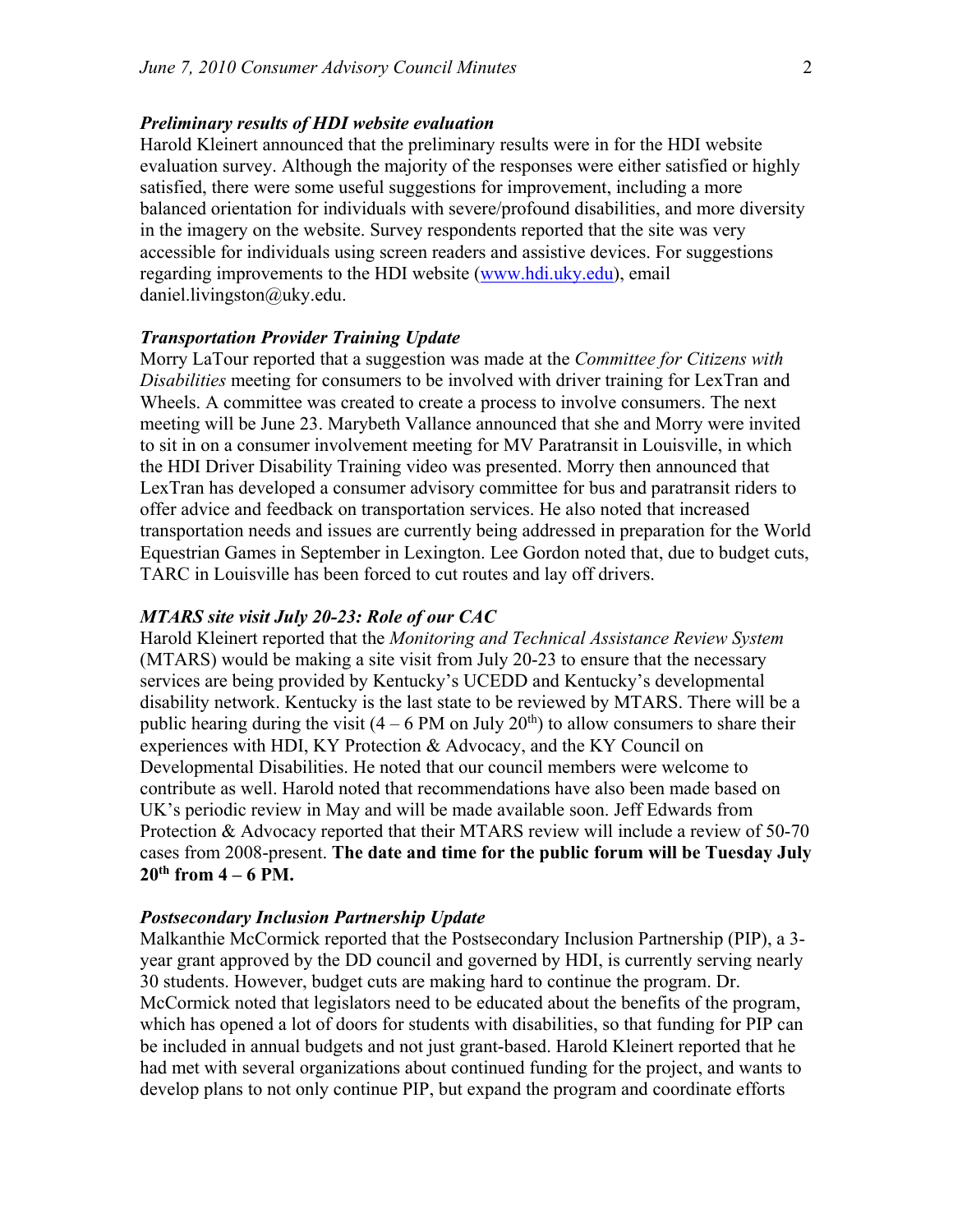### *Preliminary results of HDI website evaluation*

Harold Kleinert announced that the preliminary results were in for the HDI website evaluation survey. Although the majority of the responses were either satisfied or highly satisfied, there were some useful suggestions for improvement, including a more balanced orientation for individuals with severe/profound disabilities, and more diversity in the imagery on the website. Survey respondents reported that the site was very accessible for individuals using screen readers and assistive devices. For suggestions regarding improvements to the HDI website (www.hdi.uky.edu), email daniel.livingston@uky.edu.

### *Transportation Provider Training Update*

Morry LaTour reported that a suggestion was made at the *Committee for Citizens with Disabilities* meeting for consumers to be involved with driver training for LexTran and Wheels. A committee was created to create a process to involve consumers. The next meeting will be June 23. Marybeth Vallance announced that she and Morry were invited to sit in on a consumer involvement meeting for MV Paratransit in Louisville, in which the HDI Driver Disability Training video was presented. Morry then announced that LexTran has developed a consumer advisory committee for bus and paratransit riders to offer advice and feedback on transportation services. He also noted that increased transportation needs and issues are currently being addressed in preparation for the World Equestrian Games in September in Lexington. Lee Gordon noted that, due to budget cuts, TARC in Louisville has been forced to cut routes and lay off drivers.

### *MTARS site visit July 20-23: Role of our CAC*

Harold Kleinert reported that the *Monitoring and Technical Assistance Review System* (MTARS) would be making a site visit from July 20-23 to ensure that the necessary services are being provided by Kentucky's UCEDD and Kentucky's developmental disability network. Kentucky is the last state to be reviewed by MTARS. There will be a public hearing during the visit (4 – 6 PM on July 20th) to allow consumers to share their experiences with HDI, KY Protection & Advocacy, and the KY Council on Developmental Disabilities. He noted that our council members were welcome to contribute as well. Harold noted that recommendations have also been made based on UK's periodic review in May and will be made available soon. Jeff Edwards from Protection & Advocacy reported that their MTARS review will include a review of 50-70 cases from 2008-present. **The date and time for the public forum will be Tuesday July 20th from 4 – 6 PM.**

### *Postsecondary Inclusion Partnership Update*

Malkanthie McCormick reported that the Postsecondary Inclusion Partnership (PIP), a 3-year grant approved by the DD council and governed by HDI, is currently serving nearly 30 students. However, budget cuts are making hard to continue the program. Dr. McCormick noted that legislators need to be educated about the benefits of the program, which has opened a lot of doors for students with disabilities, so that funding for PIP can be included in annual budgets and not just grant-based. Harold Kleinert reported that he had met with several organizations about continued funding for the project, and wants to develop plans to not only continue PIP, but expand the program and coordinate efforts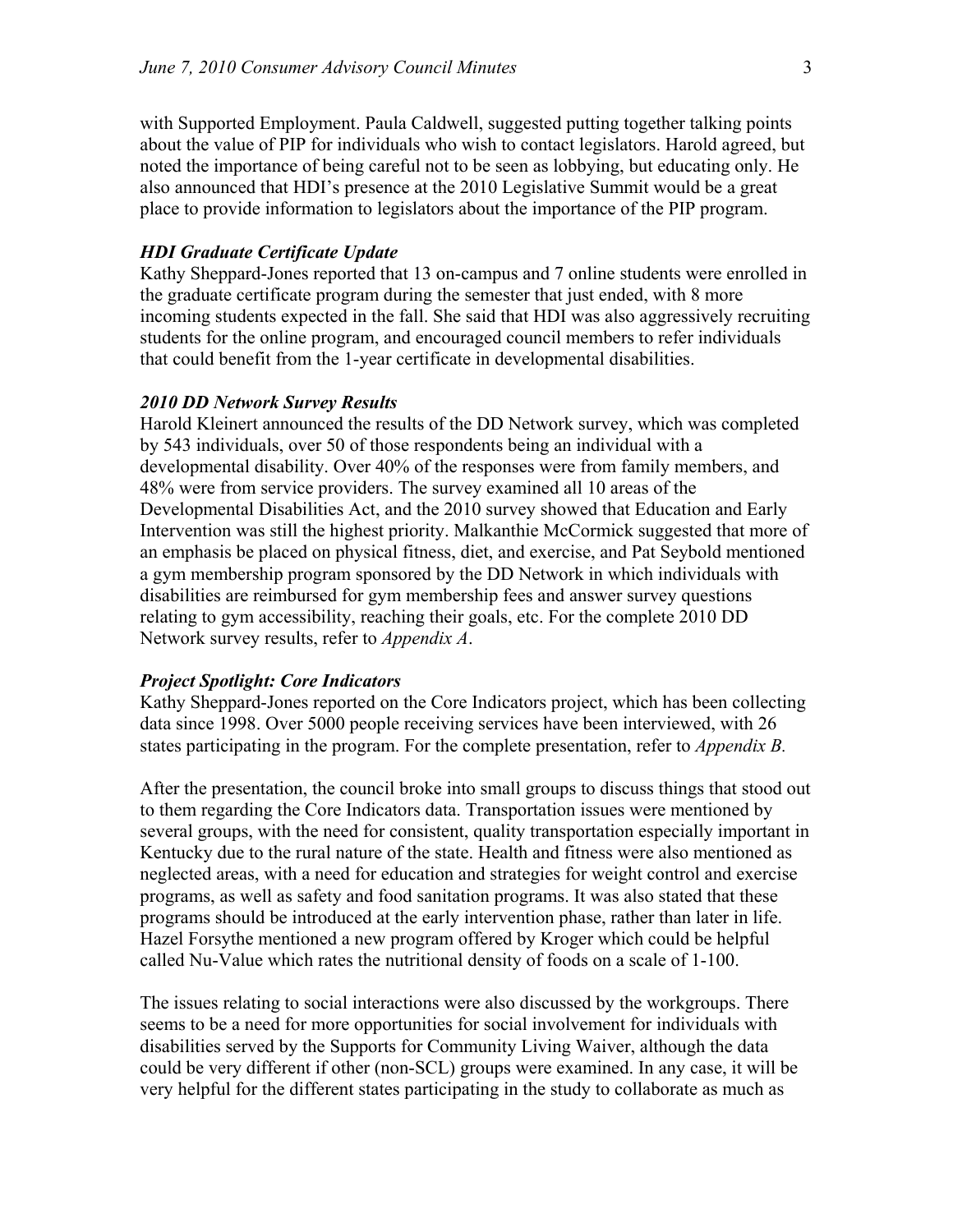with Supported Employment. Paula Caldwell, suggested putting together talking points about the value of PIP for individuals who wish to contact legislators. Harold agreed, but noted the importance of being careful not to be seen as lobbying, but educating only. He also announced that HDI's presence at the 2010 Legislative Summit would be a great place to provide information to legislators about the importance of the PIP program.

***HDI Graduate Certificate Update***

Kathy Sheppard-Jones reported that 13 on-campus and 7 online students were enrolled in the graduate certificate program during the semester that just ended, with 8 more incoming students expected in the fall. She said that HDI was also aggressively recruiting students for the online program, and encouraged council members to refer individuals that could benefit from the 1-year certificate in developmental disabilities.

***2010 DD Network Survey Results***

Harold Kleinert announced the results of the DD Network survey, which was completed by 543 individuals, over 50 of those respondents being an individual with a developmental disability. Over 40% of the responses were from family members, and 48% were from service providers. The survey examined all 10 areas of the Developmental Disabilities Act, and the 2010 survey showed that Education and Early Intervention was still the highest priority. Malkanthie McCormick suggested that more of an emphasis be placed on physical fitness, diet, and exercise, and Pat Seybold mentioned a gym membership program sponsored by the DD Network in which individuals with disabilities are reimbursed for gym membership fees and answer survey questions relating to gym accessibility, reaching their goals, etc. For the complete 2010 DD Network survey results, refer to *Appendix A*.

***Project Spotlight: Core Indicators***

Kathy Sheppard-Jones reported on the Core Indicators project, which has been collecting data since 1998. Over 5000 people receiving services have been interviewed, with 26 states participating in the program. For the complete presentation, refer to *Appendix B.*

After the presentation, the council broke into small groups to discuss things that stood out to them regarding the Core Indicators data. Transportation issues were mentioned by several groups, with the need for consistent, quality transportation especially important in Kentucky due to the rural nature of the state. Health and fitness were also mentioned as neglected areas, with a need for education and strategies for weight control and exercise programs, as well as safety and food sanitation programs. It was also stated that these programs should be introduced at the early intervention phase, rather than later in life. Hazel Forsythe mentioned a new program offered by Kroger which could be helpful called Nu-Value which rates the nutritional density of foods on a scale of 1-100.

The issues relating to social interactions were also discussed by the workgroups. There seems to be a need for more opportunities for social involvement for individuals with disabilities served by the Supports for Community Living Waiver, although the data could be very different if other (non-SCL) groups were examined. In any case, it will be very helpful for the different states participating in the study to collaborate as much as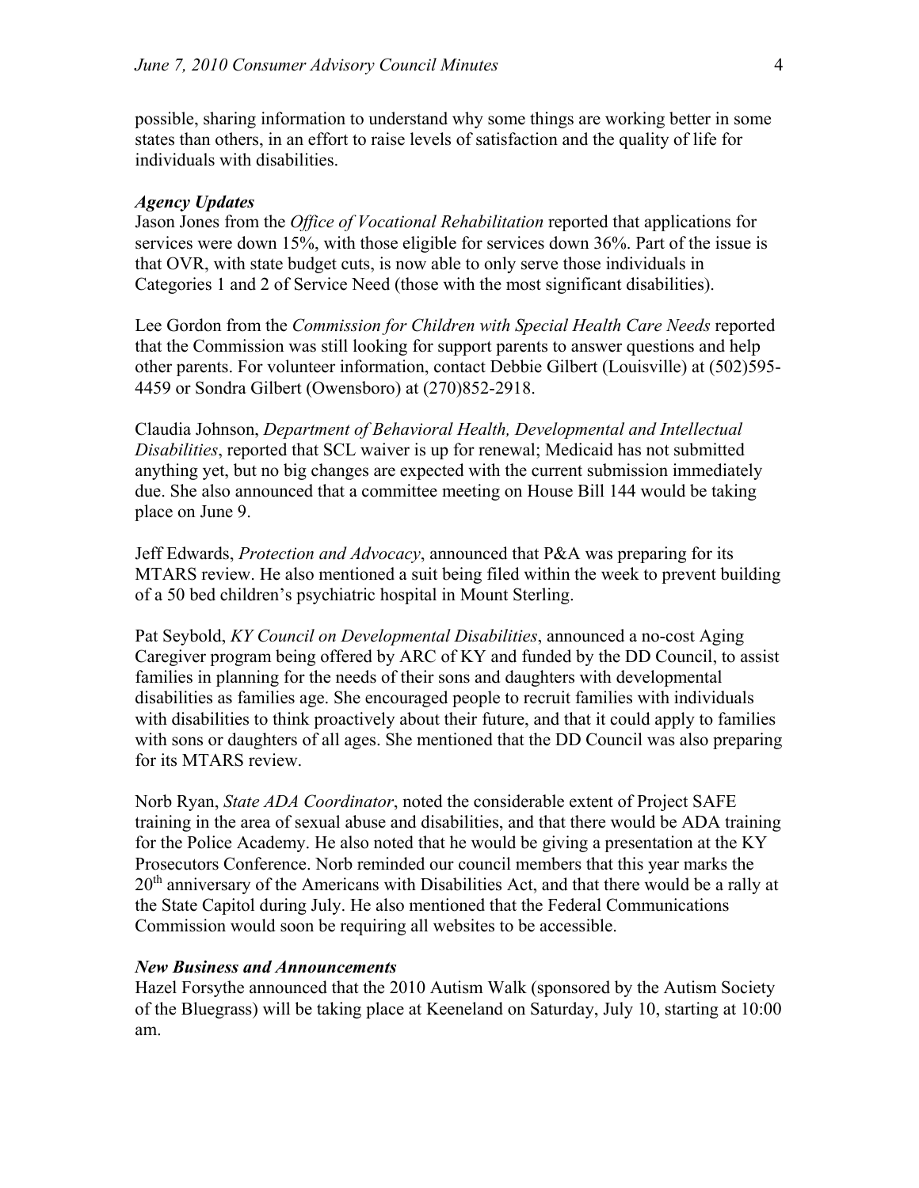possible, sharing information to understand why some things are working better in some states than others, in an effort to raise levels of satisfaction and the quality of life for individuals with disabilities.

***Agency Updates***

Jason Jones from the *Office of Vocational Rehabilitation* reported that applications for services were down 15%, with those eligible for services down 36%. Part of the issue is that OVR, with state budget cuts, is now able to only serve those individuals in Categories 1 and 2 of Service Need (those with the most significant disabilities).

Lee Gordon from the *Commission for Children with Special Health Care Needs* reported that the Commission was still looking for support parents to answer questions and help other parents. For volunteer information, contact Debbie Gilbert (Louisville) at (502)595-4459 or Sondra Gilbert (Owensboro) at (270)852-2918.

Claudia Johnson, *Department of Behavioral Health, Developmental and Intellectual Disabilities*, reported that SCL waiver is up for renewal; Medicaid has not submitted anything yet, but no big changes are expected with the current submission immediately due. She also announced that a committee meeting on House Bill 144 would be taking place on June 9.

Jeff Edwards, *Protection and Advocacy*, announced that P&A was preparing for its MTARS review. He also mentioned a suit being filed within the week to prevent building of a 50 bed children's psychiatric hospital in Mount Sterling.

Pat Seybold, *KY Council on Developmental Disabilities*, announced a no-cost Aging Caregiver program being offered by ARC of KY and funded by the DD Council, to assist families in planning for the needs of their sons and daughters with developmental disabilities as families age. She encouraged people to recruit families with individuals with disabilities to think proactively about their future, and that it could apply to families with sons or daughters of all ages. She mentioned that the DD Council was also preparing for its MTARS review.

Norb Ryan, *State ADA Coordinator*, noted the considerable extent of Project SAFE training in the area of sexual abuse and disabilities, and that there would be ADA training for the Police Academy. He also noted that he would be giving a presentation at the KY Prosecutors Conference. Norb reminded our council members that this year marks the 20th anniversary of the Americans with Disabilities Act, and that there would be a rally at the State Capitol during July. He also mentioned that the Federal Communications Commission would soon be requiring all websites to be accessible.

***New Business and Announcements***

Hazel Forsythe announced that the 2010 Autism Walk (sponsored by the Autism Society of the Bluegrass) will be taking place at Keeneland on Saturday, July 10, starting at 10:00 am.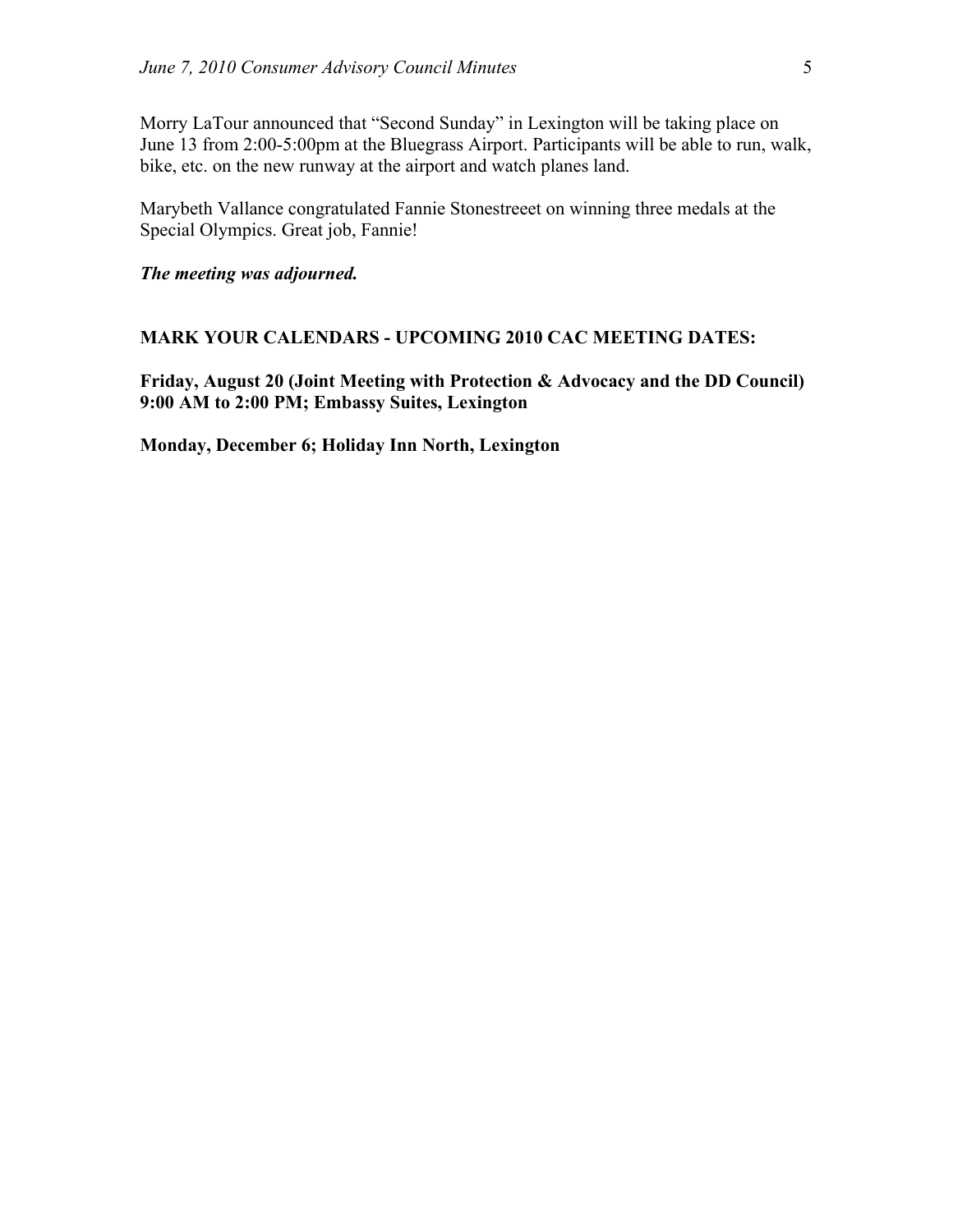Morry LaTour announced that "Second Sunday" in Lexington will be taking place on June 13 from 2:00-5:00pm at the Bluegrass Airport. Participants will be able to run, walk, bike, etc. on the new runway at the airport and watch planes land.

Marybeth Vallance congratulated Fannie Stonestreeet on winning three medals at the Special Olympics. Great job, Fannie!

***The meeting was adjourned.***

**MARK YOUR CALENDARS - UPCOMING 2010 CAC MEETING DATES:**

**Friday, August 20 (Joint Meeting with Protection & Advocacy and the DD Council) 9:00 AM to 2:00 PM; Embassy Suites, Lexington**

**Monday, December 6; Holiday Inn North, Lexington**